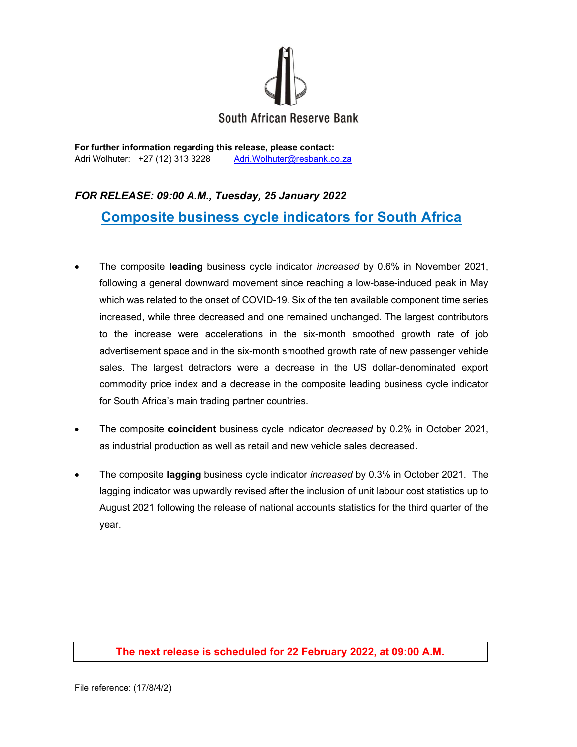South African Reserve Bank

**For further information regarding this release, please contact:**
Adri Wolhuter: +27 (12) 313 3228 Adri.Wolhuter@resbank.co.za

***FOR RELEASE: 09:00 A.M., Tuesday, 25 January 2022***

# Composite business cycle indicators for South Africa

- The composite **leading** business cycle indicator *increased* by 0.6% in November 2021, following a general downward movement since reaching a low-base-induced peak in May which was related to the onset of COVID-19. Six of the ten available component time series increased, while three decreased and one remained unchanged. The largest contributors to the increase were accelerations in the six-month smoothed growth rate of job advertisement space and in the six-month smoothed growth rate of new passenger vehicle sales. The largest detractors were a decrease in the US dollar-denominated export commodity price index and a decrease in the composite leading business cycle indicator for South Africa's main trading partner countries.

- The composite **coincident** business cycle indicator *decreased* by 0.2% in October 2021, as industrial production as well as retail and new vehicle sales decreased.

- The composite **lagging** business cycle indicator *increased* by 0.3% in October 2021. The lagging indicator was upwardly revised after the inclusion of unit labour cost statistics up to August 2021 following the release of national accounts statistics for the third quarter of the year.

**The next release is scheduled for 22 February 2022, at 09:00 A.M.**

File reference: (17/8/4/2)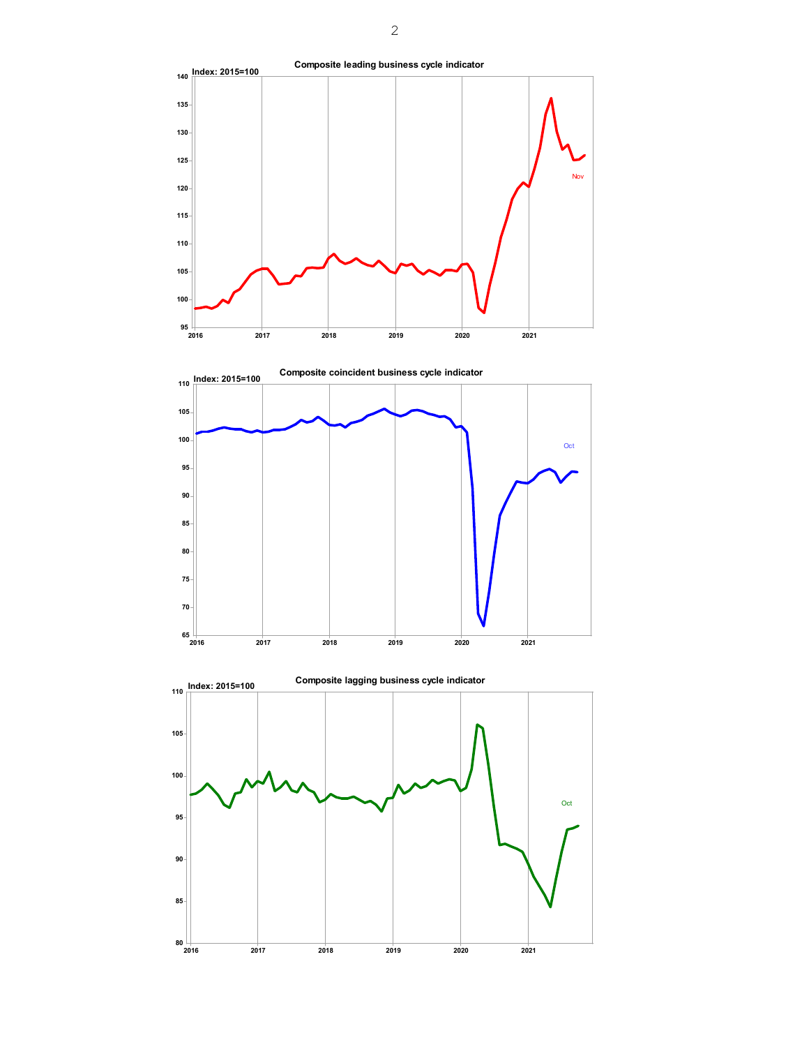**Composite leading business cycle indicator**

Index: 2015=100

Nov

**Composite coincident business cycle indicator**

Index: 2015=100

Oct

**Composite lagging business cycle indicator**

Index: 2015=100

Oct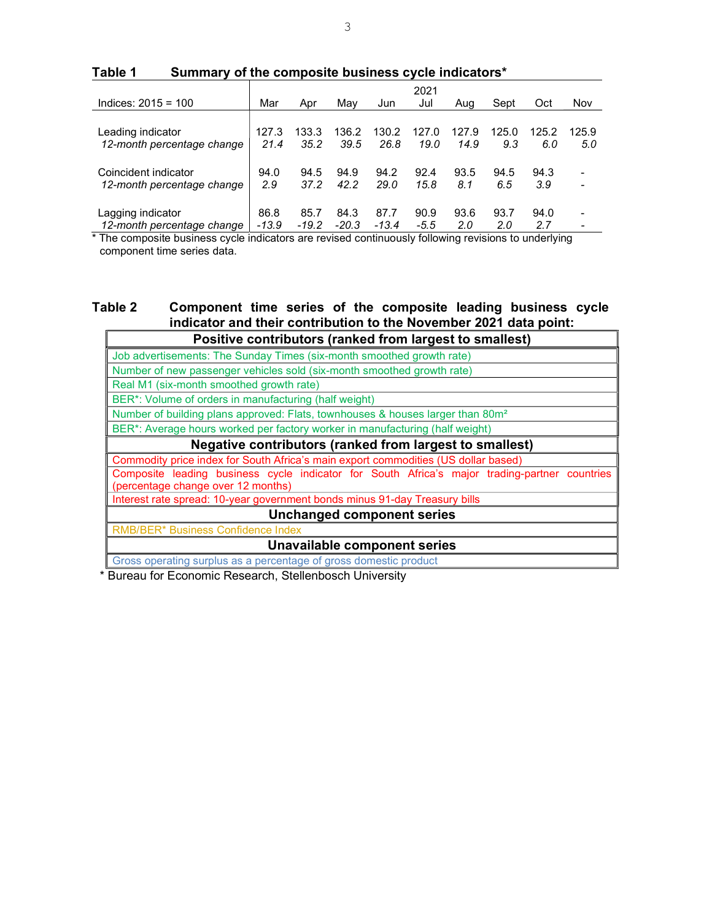**Table 1 Summary of the composite business cycle indicators***

| Indices: 2015 = 100 | 2021 Mar | Apr | May | Jun | Jul | Aug | Sept | Oct | Nov |
|---|---|---|---|---|---|---|---|---|---|
| Leading indicator | 127.3 | 133.3 | 136.2 | 130.2 | 127.0 | 127.9 | 125.0 | 125.2 | 125.9 |
| *12-month percentage change* | *21.4* | *35.2* | *39.5* | *26.8* | *19.0* | *14.9* | *9.3* | *6.0* | *5.0* |
| Coincident indicator | 94.0 | 94.5 | 94.9 | 94.2 | 92.4 | 93.5 | 94.5 | 94.3 | - |
| *12-month percentage change* | *2.9* | *37.2* | *42.2* | *29.0* | *15.8* | *8.1* | *6.5* | *3.9* | - |
| Lagging indicator | 86.8 | 85.7 | 84.3 | 87.7 | 90.9 | 93.6 | 93.7 | 94.0 | - |
| *12-month percentage change* | *-13.9* | *-19.2* | *-20.3* | *-13.4* | *-5.5* | *2.0* | *2.0* | *2.7* | - |

* The composite business cycle indicators are revised continuously following revisions to underlying component time series data.

**Table 2 Component time series of the composite leading business cycle indicator and their contribution to the November 2021 data point:**

| Positive contributors (ranked from largest to smallest) |
|---|
| Job advertisements: The Sunday Times (six-month smoothed growth rate) |
| Number of new passenger vehicles sold (six-month smoothed growth rate) |
| Real M1 (six-month smoothed growth rate) |
| BER*: Volume of orders in manufacturing (half weight) |
| Number of building plans approved: Flats, townhouses & houses larger than 80m² |
| BER*: Average hours worked per factory worker in manufacturing (half weight) |
| **Negative contributors (ranked from largest to smallest)** |
| Commodity price index for South Africa's main export commodities (US dollar based) |
| Composite leading business cycle indicator for South Africa's major trading-partner countries (percentage change over 12 months) |
| Interest rate spread: 10-year government bonds minus 91-day Treasury bills |
| **Unchanged component series** |
| RMB/BER* Business Confidence Index |
| **Unavailable component series** |
| Gross operating surplus as a percentage of gross domestic product |

* Bureau for Economic Research, Stellenbosch University